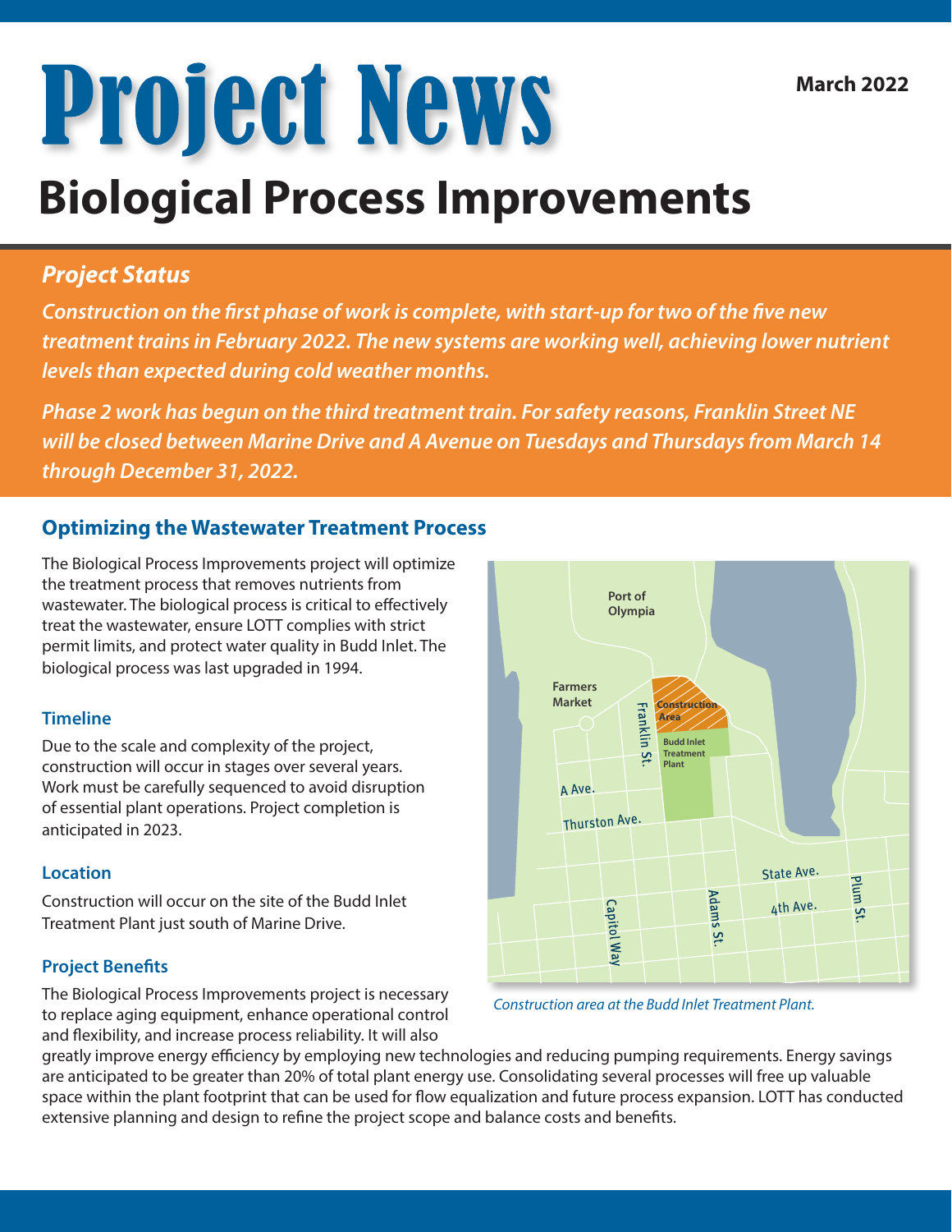# Project News

March 2022

# Biological Process Improvements

## *Project Status*

***Construction on the first phase of work is complete, with start-up for two of the five new treatment trains in February 2022. The new systems are working well, achieving lower nutrient levels than expected during cold weather months.***

***Phase 2 work has begun on the third treatment train. For safety reasons, Franklin Street NE will be closed between Marine Drive and A Avenue on Tuesdays and Thursdays from March 14 through December 31, 2022.***

## Optimizing the Wastewater Treatment Process

The Biological Process Improvements project will optimize the treatment process that removes nutrients from wastewater. The biological process is critical to effectively treat the wastewater, ensure LOTT complies with strict permit limits, and protect water quality in Budd Inlet. The biological process was last upgraded in 1994.

### Timeline

Due to the scale and complexity of the project, construction will occur in stages over several years. Work must be carefully sequenced to avoid disruption of essential plant operations. Project completion is anticipated in 2023.

### Location

Construction will occur on the site of the Budd Inlet Treatment Plant just south of Marine Drive.

### Project Benefits

The Biological Process Improvements project is necessary to replace aging equipment, enhance operational control and flexibility, and increase process reliability. It will also greatly improve energy efficiency by employing new technologies and reducing pumping requirements. Energy savings are anticipated to be greater than 20% of total plant energy use. Consolidating several processes will free up valuable space within the plant footprint that can be used for flow equalization and future process expansion. LOTT has conducted extensive planning and design to refine the project scope and balance costs and benefits.

*Construction area at the Budd Inlet Treatment Plant.*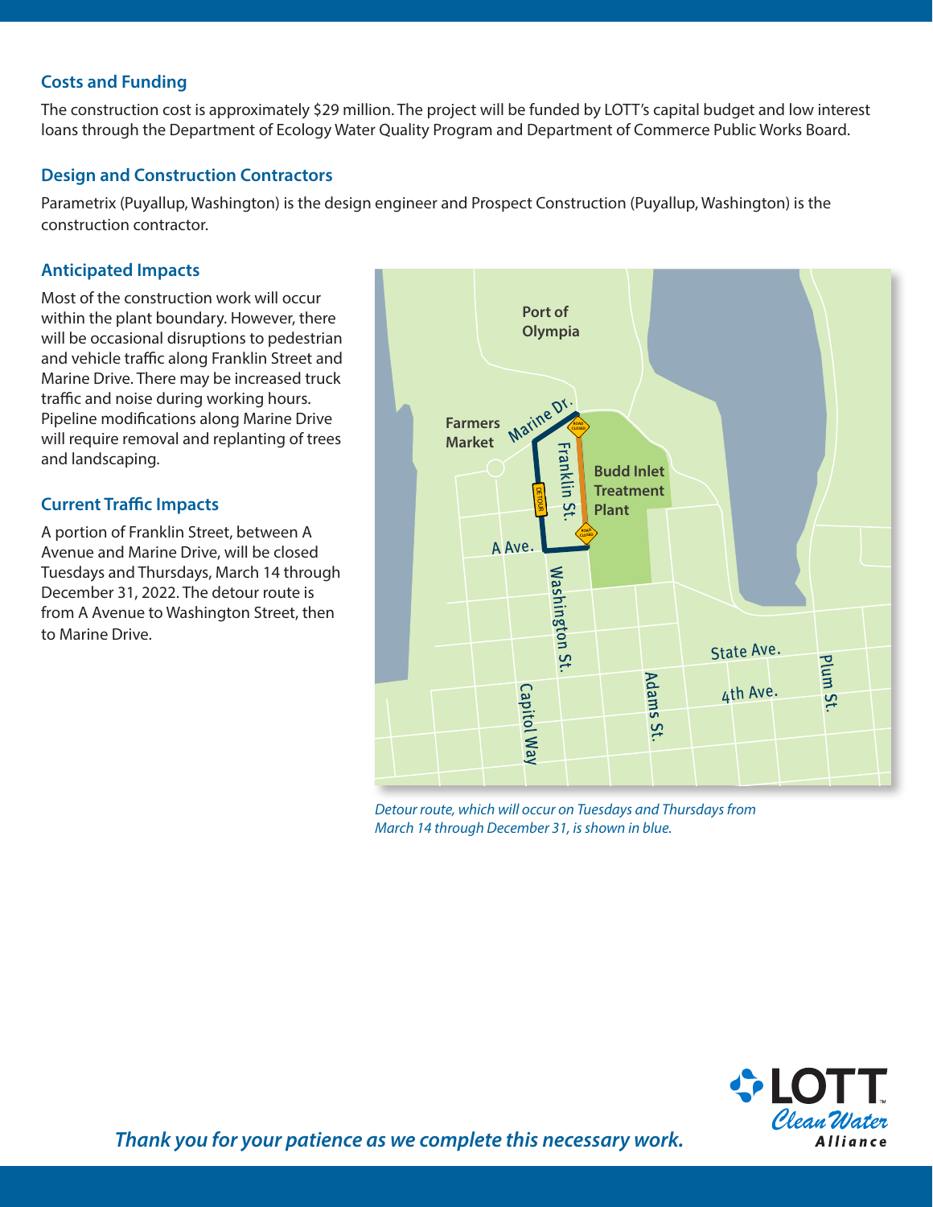## Costs and Funding

The construction cost is approximately $29 million. The project will be funded by LOTT's capital budget and low interest loans through the Department of Ecology Water Quality Program and Department of Commerce Public Works Board.

## Design and Construction Contractors

Parametrix (Puyallup, Washington) is the design engineer and Prospect Construction (Puyallup, Washington) is the construction contractor.

## Anticipated Impacts

Most of the construction work will occur within the plant boundary. However, there will be occasional disruptions to pedestrian and vehicle traffic along Franklin Street and Marine Drive. There may be increased truck traffic and noise during working hours. Pipeline modifications along Marine Drive will require removal and replanting of trees and landscaping.

## Current Traffic Impacts

A portion of Franklin Street, between A Avenue and Marine Drive, will be closed Tuesdays and Thursdays, March 14 through December 31, 2022. The detour route is from A Avenue to Washington Street, then to Marine Drive.

Port of Olympia

Farmers Market

Marine Dr.

Franklin St.

Budd Inlet Treatment Plant

A Ave.

Washington St.

State Ave.

4th Ave.

Capitol Way

Adams St.

Plum St.

*Detour route, which will occur on Tuesdays and Thursdays from March 14 through December 31, is shown in blue.*

***Thank you for your patience as we complete this necessary work.***

LOTT Clean Water Alliance